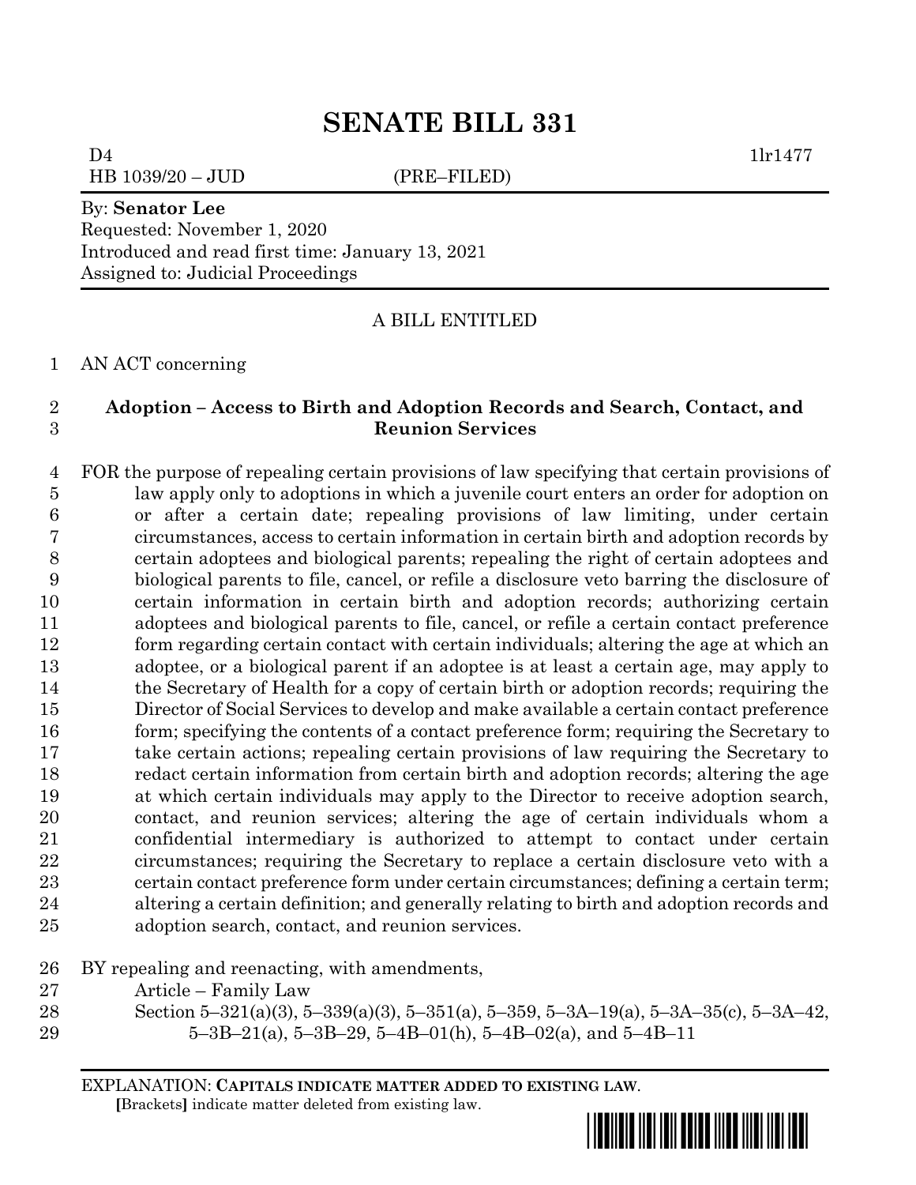# SENATE BILL 331

D4 1lr1477
HB 1039/20 – JUD (PRE–FILED)

By: **Senator Lee**
Requested: November 1, 2020
Introduced and read first time: January 13, 2021
Assigned to: Judicial Proceedings

A BILL ENTITLED

AN ACT concerning

**Adoption – Access to Birth and Adoption Records and Search, Contact, and Reunion Services**

FOR the purpose of repealing certain provisions of law specifying that certain provisions of law apply only to adoptions in which a juvenile court enters an order for adoption on or after a certain date; repealing provisions of law limiting, under certain circumstances, access to certain information in certain birth and adoption records by certain adoptees and biological parents; repealing the right of certain adoptees and biological parents to file, cancel, or refile a disclosure veto barring the disclosure of certain information in certain birth and adoption records; authorizing certain adoptees and biological parents to file, cancel, or refile a certain contact preference form regarding certain contact with certain individuals; altering the age at which an adoptee, or a biological parent if an adoptee is at least a certain age, may apply to the Secretary of Health for a copy of certain birth or adoption records; requiring the Director of Social Services to develop and make available a certain contact preference form; specifying the contents of a contact preference form; requiring the Secretary to take certain actions; repealing certain provisions of law requiring the Secretary to redact certain information from certain birth and adoption records; altering the age at which certain individuals may apply to the Director to receive adoption search, contact, and reunion services; altering the age of certain individuals whom a confidential intermediary is authorized to attempt to contact under certain circumstances; requiring the Secretary to replace a certain disclosure veto with a certain contact preference form under certain circumstances; defining a certain term; altering a certain definition; and generally relating to birth and adoption records and adoption search, contact, and reunion services.

BY repealing and reenacting, with amendments,
Article – Family Law
Section 5–321(a)(3), 5–339(a)(3), 5–351(a), 5–359, 5–3A–19(a), 5–3A–35(c), 5–3A–42, 5–3B–21(a), 5–3B–29, 5–4B–01(h), 5–4B–02(a), and 5–4B–11

EXPLANATION: **CAPITALS INDICATE MATTER ADDED TO EXISTING LAW.**
**[**Brackets**]** indicate matter deleted from existing law.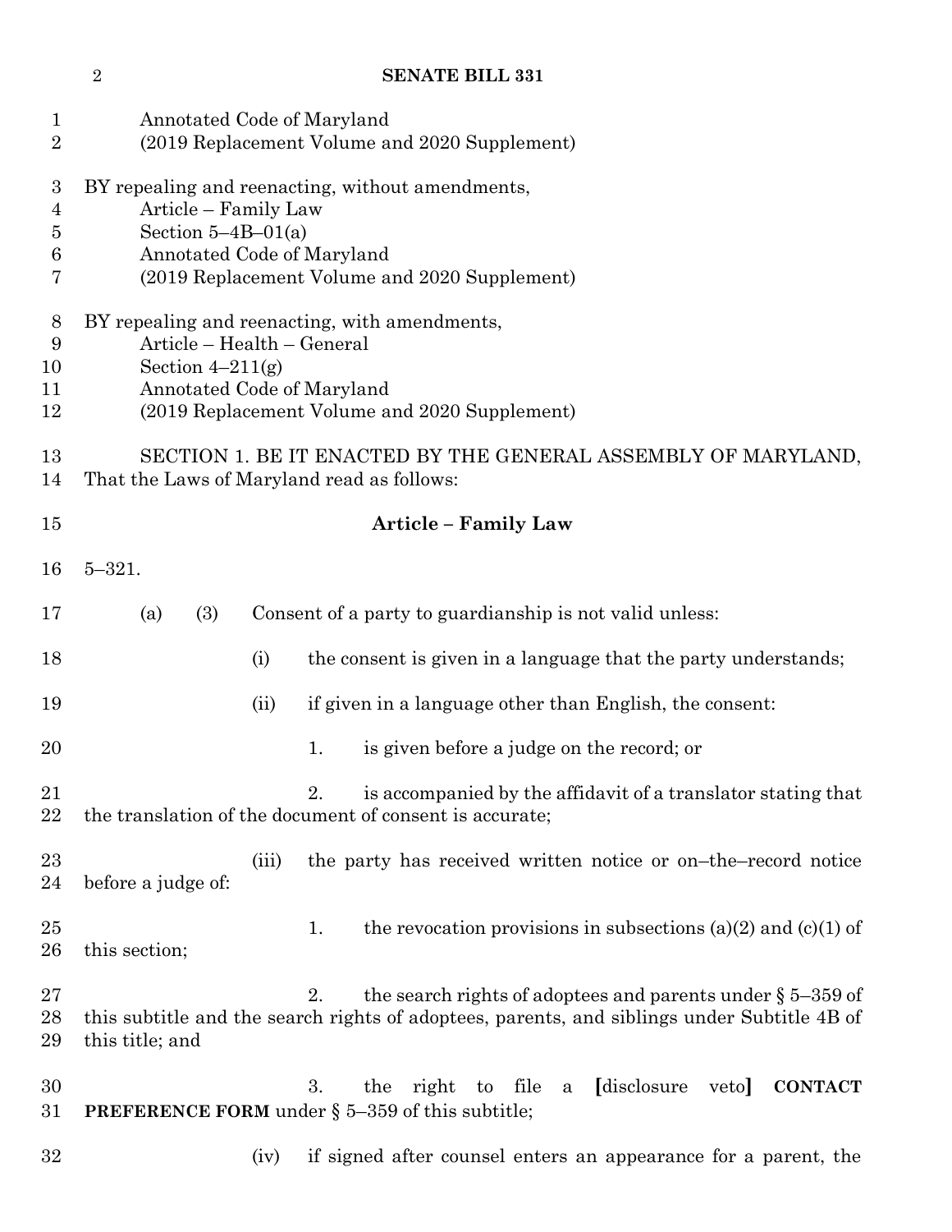Annotated Code of Maryland
(2019 Replacement Volume and 2020 Supplement)

BY repealing and reenacting, without amendments,
Article – Family Law
Section 5–4B–01(a)
Annotated Code of Maryland
(2019 Replacement Volume and 2020 Supplement)

BY repealing and reenacting, with amendments,
Article – Health – General
Section 4–211(g)
Annotated Code of Maryland
(2019 Replacement Volume and 2020 Supplement)

SECTION 1. BE IT ENACTED BY THE GENERAL ASSEMBLY OF MARYLAND, That the Laws of Maryland read as follows:

**Article – Family Law**

5–321.

(a) (3) Consent of a party to guardianship is not valid unless:

(i) the consent is given in a language that the party understands;

(ii) if given in a language other than English, the consent:

1. is given before a judge on the record; or

2. is accompanied by the affidavit of a translator stating that the translation of the document of consent is accurate;

(iii) the party has received written notice or on–the–record notice before a judge of:

1. the revocation provisions in subsections (a)(2) and (c)(1) of this section;

2. the search rights of adoptees and parents under § 5–359 of this subtitle and the search rights of adoptees, parents, and siblings under Subtitle 4B of this title; and

3. the right to file a **[**disclosure veto**]** **CONTACT PREFERENCE FORM** under § 5–359 of this subtitle;

(iv) if signed after counsel enters an appearance for a parent, the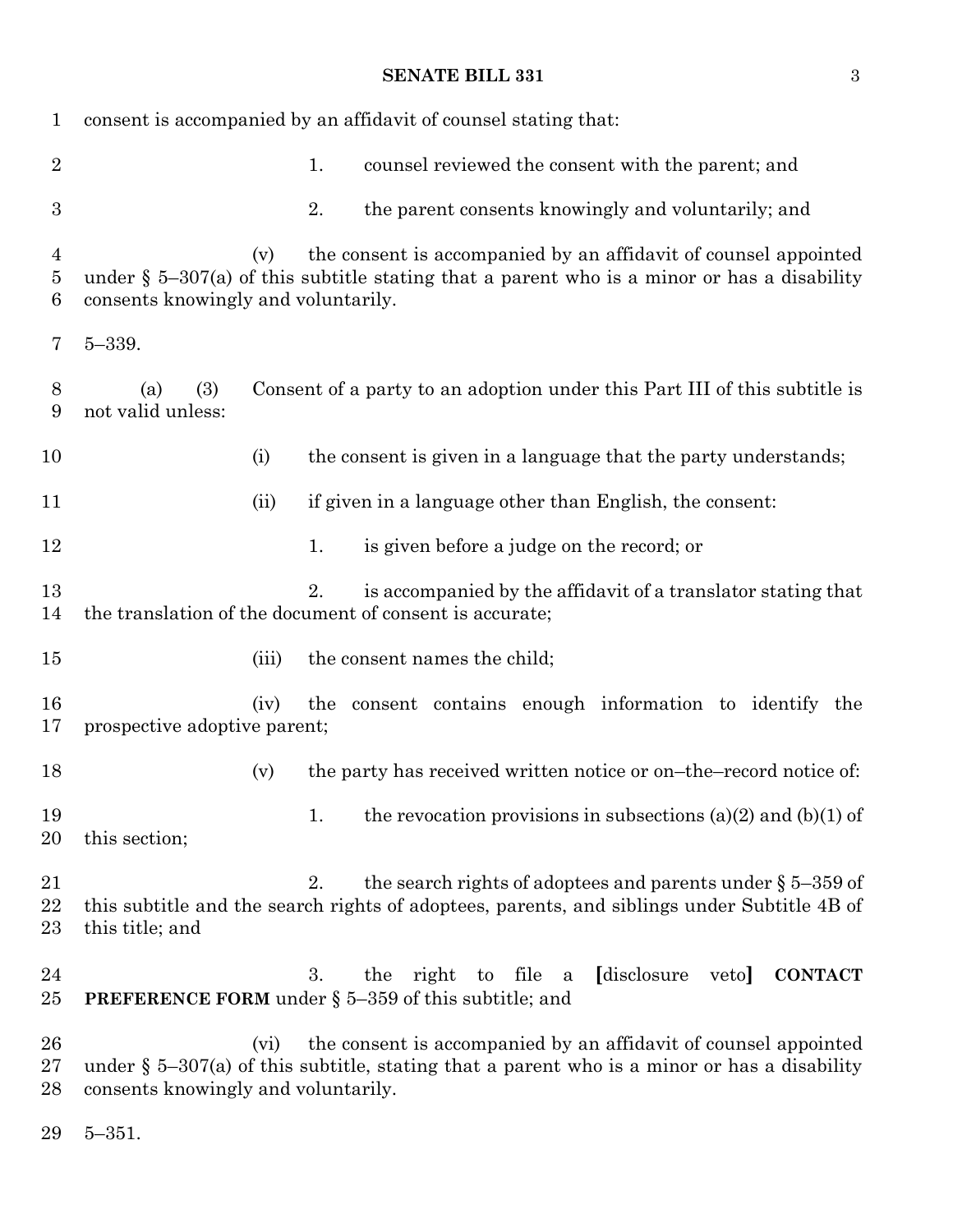consent is accompanied by an affidavit of counsel stating that:

1. counsel reviewed the consent with the parent; and

2. the parent consents knowingly and voluntarily; and

(v) the consent is accompanied by an affidavit of counsel appointed under § 5–307(a) of this subtitle stating that a parent who is a minor or has a disability consents knowingly and voluntarily.

5–339.

(a) (3) Consent of a party to an adoption under this Part III of this subtitle is not valid unless:

(i) the consent is given in a language that the party understands;

(ii) if given in a language other than English, the consent:

1. is given before a judge on the record; or

2. is accompanied by the affidavit of a translator stating that the translation of the document of consent is accurate;

(iii) the consent names the child;

(iv) the consent contains enough information to identify the prospective adoptive parent;

(v) the party has received written notice or on–the–record notice of:

1. the revocation provisions in subsections (a)(2) and (b)(1) of this section;

2. the search rights of adoptees and parents under § 5–359 of this subtitle and the search rights of adoptees, parents, and siblings under Subtitle 4B of this title; and

3. the right to file a **[**disclosure veto**]** **CONTACT PREFERENCE FORM** under § 5–359 of this subtitle; and

(vi) the consent is accompanied by an affidavit of counsel appointed under § 5–307(a) of this subtitle, stating that a parent who is a minor or has a disability consents knowingly and voluntarily.

5–351.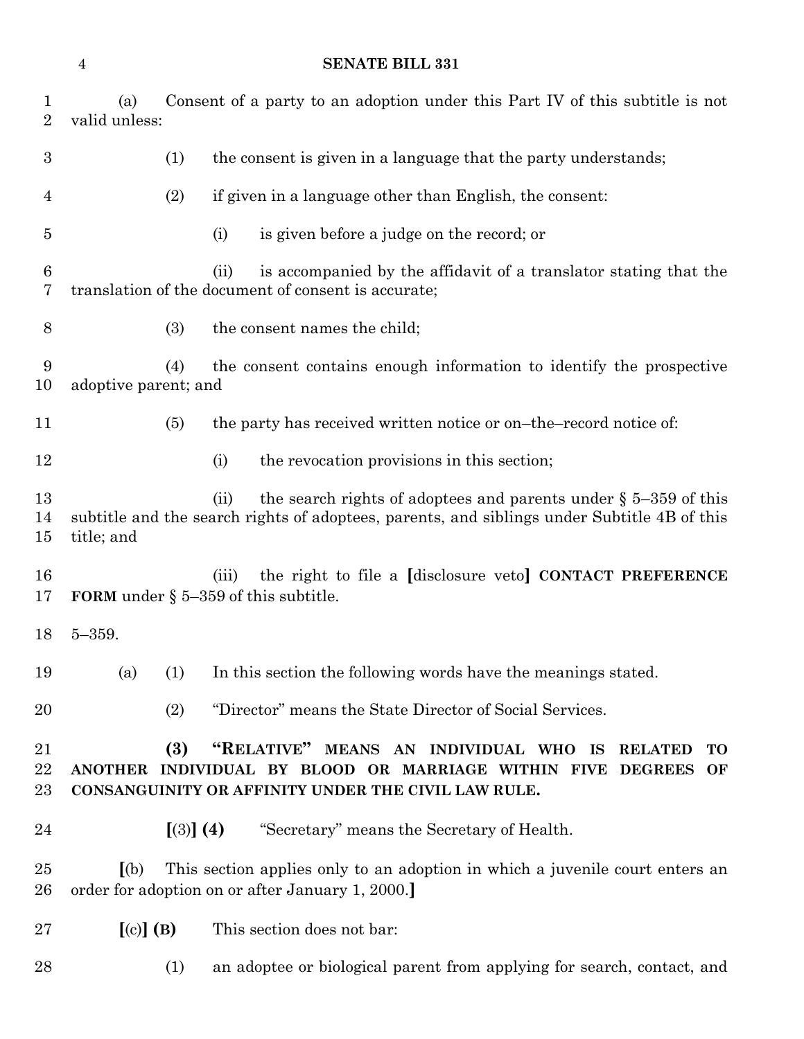(a) Consent of a party to an adoption under this Part IV of this subtitle is not valid unless:

(1) the consent is given in a language that the party understands;

(2) if given in a language other than English, the consent:

(i) is given before a judge on the record; or

(ii) is accompanied by the affidavit of a translator stating that the translation of the document of consent is accurate;

(3) the consent names the child;

(4) the consent contains enough information to identify the prospective adoptive parent; and

(5) the party has received written notice or on–the–record notice of:

(i) the revocation provisions in this section;

(ii) the search rights of adoptees and parents under § 5–359 of this subtitle and the search rights of adoptees, parents, and siblings under Subtitle 4B of this title; and

(iii) the right to file a **[**disclosure veto**]** **CONTACT PREFERENCE FORM** under § 5–359 of this subtitle.

5–359.

(a) (1) In this section the following words have the meanings stated.

(2) "Director" means the State Director of Social Services.

**(3) "RELATIVE" MEANS AN INDIVIDUAL WHO IS RELATED TO ANOTHER INDIVIDUAL BY BLOOD OR MARRIAGE WITHIN FIVE DEGREES OF CONSANGUINITY OR AFFINITY UNDER THE CIVIL LAW RULE.**

**[**(3)**]** **(4)** "Secretary" means the Secretary of Health.

**[**(b) This section applies only to an adoption in which a juvenile court enters an order for adoption on or after January 1, 2000.**]**

**[**(c)**]** **(B)** This section does not bar:

(1) an adoptee or biological parent from applying for search, contact, and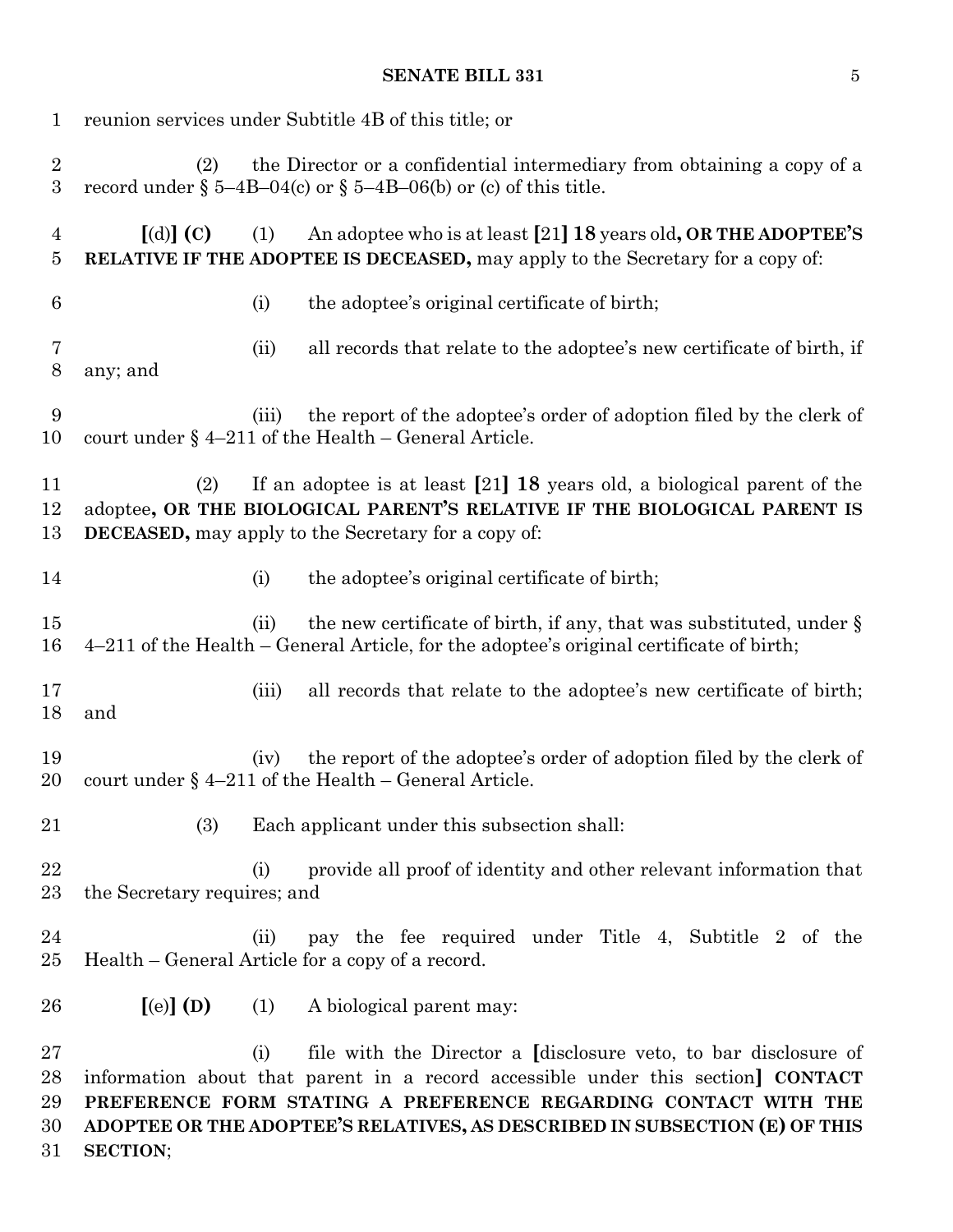reunion services under Subtitle 4B of this title; or

(2) the Director or a confidential intermediary from obtaining a copy of a record under § 5–4B–04(c) or § 5–4B–06(b) or (c) of this title.

**[**(d)**] (C)** (1) An adoptee who is at least **[**21**] 18** years old**, OR THE ADOPTEE'S RELATIVE IF THE ADOPTEE IS DECEASED,** may apply to the Secretary for a copy of:

(i) the adoptee's original certificate of birth;

(ii) all records that relate to the adoptee's new certificate of birth, if any; and

(iii) the report of the adoptee's order of adoption filed by the clerk of court under § 4–211 of the Health – General Article.

(2) If an adoptee is at least **[**21**] 18** years old, a biological parent of the adoptee**, OR THE BIOLOGICAL PARENT'S RELATIVE IF THE BIOLOGICAL PARENT IS DECEASED,** may apply to the Secretary for a copy of:

(i) the adoptee's original certificate of birth;

(ii) the new certificate of birth, if any, that was substituted, under § 4–211 of the Health – General Article, for the adoptee's original certificate of birth;

(iii) all records that relate to the adoptee's new certificate of birth; and

(iv) the report of the adoptee's order of adoption filed by the clerk of court under § 4–211 of the Health – General Article.

(3) Each applicant under this subsection shall:

(i) provide all proof of identity and other relevant information that the Secretary requires; and

(ii) pay the fee required under Title 4, Subtitle 2 of the Health – General Article for a copy of a record.

**[**(e)**] (D)** (1) A biological parent may:

(i) file with the Director a **[**disclosure veto, to bar disclosure of information about that parent in a record accessible under this section**] CONTACT PREFERENCE FORM STATING A PREFERENCE REGARDING CONTACT WITH THE ADOPTEE OR THE ADOPTEE'S RELATIVES, AS DESCRIBED IN SUBSECTION (E) OF THIS SECTION**;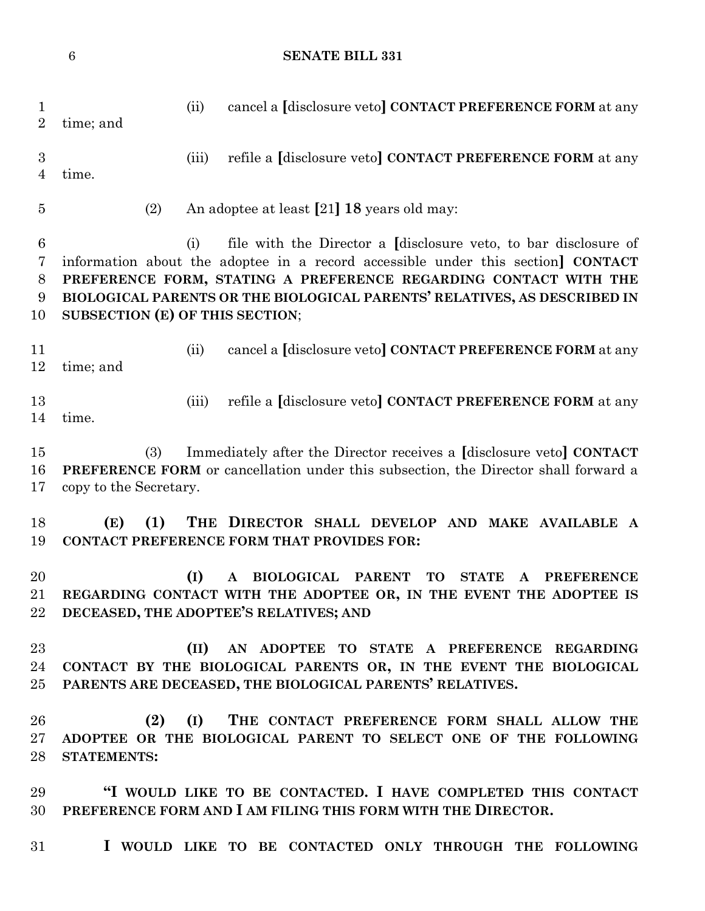(ii) cancel a [disclosure veto] **CONTACT PREFERENCE FORM** at any time; and

(iii) refile a [disclosure veto] **CONTACT PREFERENCE FORM** at any time.

(2) An adoptee at least [21] **18** years old may:

(i) file with the Director a [disclosure veto, to bar disclosure of information about the adoptee in a record accessible under this section] **CONTACT PREFERENCE FORM, STATING A PREFERENCE REGARDING CONTACT WITH THE BIOLOGICAL PARENTS OR THE BIOLOGICAL PARENTS' RELATIVES, AS DESCRIBED IN SUBSECTION (E) OF THIS SECTION**;

(ii) cancel a [disclosure veto] **CONTACT PREFERENCE FORM** at any time; and

(iii) refile a [disclosure veto] **CONTACT PREFERENCE FORM** at any time.

(3) Immediately after the Director receives a [disclosure veto] **CONTACT PREFERENCE FORM** or cancellation under this subsection, the Director shall forward a copy to the Secretary.

**(E) (1) THE DIRECTOR SHALL DEVELOP AND MAKE AVAILABLE A CONTACT PREFERENCE FORM THAT PROVIDES FOR:**

**(I) A BIOLOGICAL PARENT TO STATE A PREFERENCE REGARDING CONTACT WITH THE ADOPTEE OR, IN THE EVENT THE ADOPTEE IS DECEASED, THE ADOPTEE'S RELATIVES; AND**

**(II) AN ADOPTEE TO STATE A PREFERENCE REGARDING CONTACT BY THE BIOLOGICAL PARENTS OR, IN THE EVENT THE BIOLOGICAL PARENTS ARE DECEASED, THE BIOLOGICAL PARENTS' RELATIVES.**

**(2) (I) THE CONTACT PREFERENCE FORM SHALL ALLOW THE ADOPTEE OR THE BIOLOGICAL PARENT TO SELECT ONE OF THE FOLLOWING STATEMENTS:**

**"I WOULD LIKE TO BE CONTACTED. I HAVE COMPLETED THIS CONTACT PREFERENCE FORM AND I AM FILING THIS FORM WITH THE DIRECTOR.**

**I WOULD LIKE TO BE CONTACTED ONLY THROUGH THE FOLLOWING**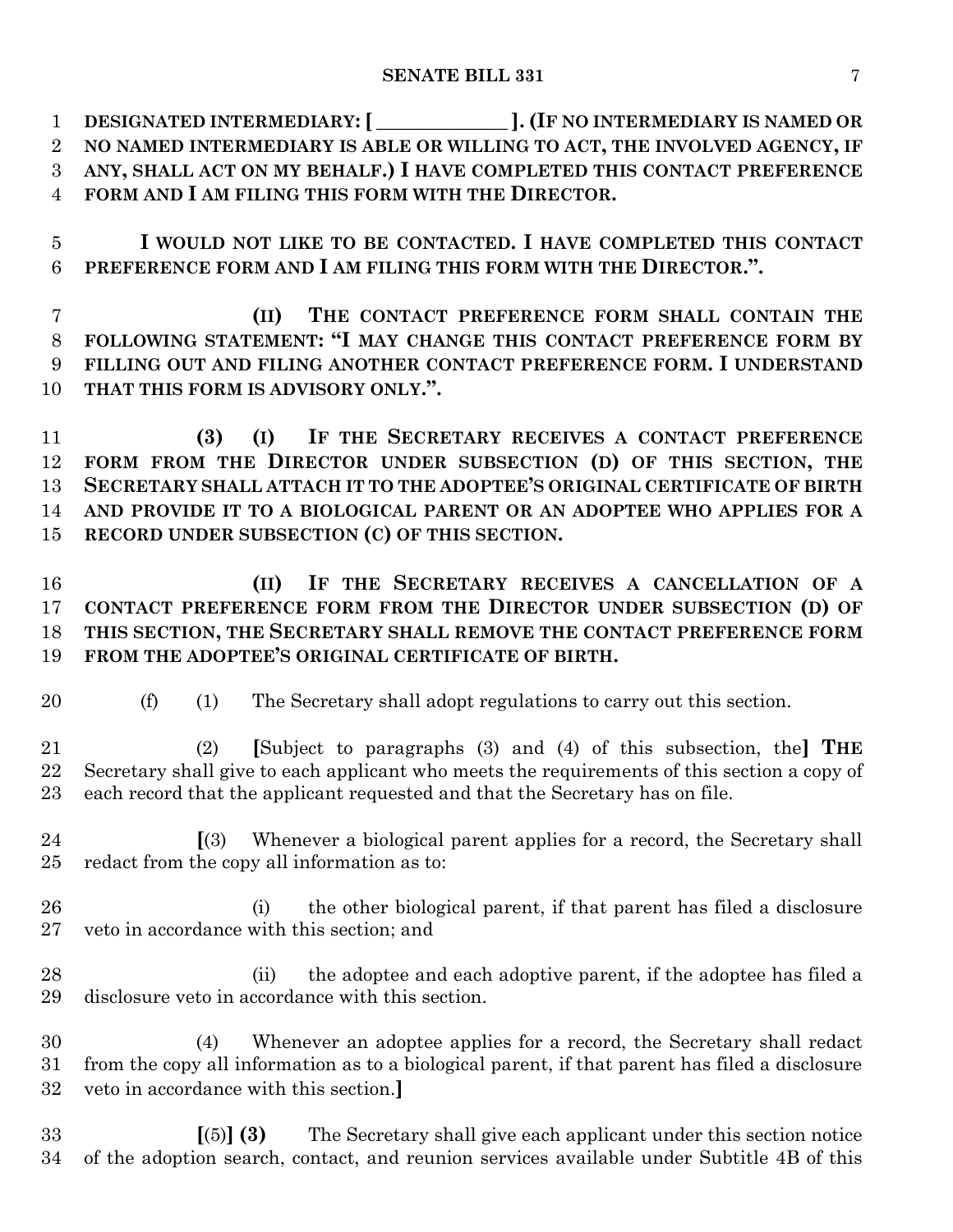**DESIGNATED INTERMEDIARY: [ _____________ ]. (IF NO INTERMEDIARY IS NAMED OR NO NAMED INTERMEDIARY IS ABLE OR WILLING TO ACT, THE INVOLVED AGENCY, IF ANY, SHALL ACT ON MY BEHALF.) I HAVE COMPLETED THIS CONTACT PREFERENCE FORM AND I AM FILING THIS FORM WITH THE DIRECTOR.**

**I WOULD NOT LIKE TO BE CONTACTED. I HAVE COMPLETED THIS CONTACT PREFERENCE FORM AND I AM FILING THIS FORM WITH THE DIRECTOR.".**

**(II) THE CONTACT PREFERENCE FORM SHALL CONTAIN THE FOLLOWING STATEMENT: "I MAY CHANGE THIS CONTACT PREFERENCE FORM BY FILLING OUT AND FILING ANOTHER CONTACT PREFERENCE FORM. I UNDERSTAND THAT THIS FORM IS ADVISORY ONLY.".**

**(3) (I) IF THE SECRETARY RECEIVES A CONTACT PREFERENCE FORM FROM THE DIRECTOR UNDER SUBSECTION (D) OF THIS SECTION, THE SECRETARY SHALL ATTACH IT TO THE ADOPTEE'S ORIGINAL CERTIFICATE OF BIRTH AND PROVIDE IT TO A BIOLOGICAL PARENT OR AN ADOPTEE WHO APPLIES FOR A RECORD UNDER SUBSECTION (C) OF THIS SECTION.**

**(II) IF THE SECRETARY RECEIVES A CANCELLATION OF A CONTACT PREFERENCE FORM FROM THE DIRECTOR UNDER SUBSECTION (D) OF THIS SECTION, THE SECRETARY SHALL REMOVE THE CONTACT PREFERENCE FORM FROM THE ADOPTEE'S ORIGINAL CERTIFICATE OF BIRTH.**

(f) (1) The Secretary shall adopt regulations to carry out this section.

(2) **[**Subject to paragraphs (3) and (4) of this subsection, the**] THE** Secretary shall give to each applicant who meets the requirements of this section a copy of each record that the applicant requested and that the Secretary has on file.

**[**(3) Whenever a biological parent applies for a record, the Secretary shall redact from the copy all information as to:

(i) the other biological parent, if that parent has filed a disclosure veto in accordance with this section; and

(ii) the adoptee and each adoptive parent, if the adoptee has filed a disclosure veto in accordance with this section.

(4) Whenever an adoptee applies for a record, the Secretary shall redact from the copy all information as to a biological parent, if that parent has filed a disclosure veto in accordance with this section.**]**

**[**(5)**] (3)** The Secretary shall give each applicant under this section notice of the adoption search, contact, and reunion services available under Subtitle 4B of this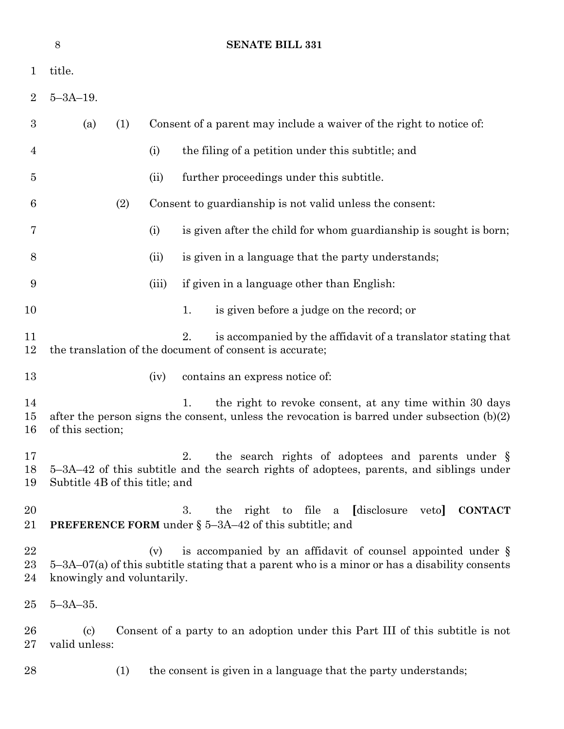title.

5–3A–19.

(a) (1) Consent of a parent may include a waiver of the right to notice of:

(i) the filing of a petition under this subtitle; and

(ii) further proceedings under this subtitle.

(2) Consent to guardianship is not valid unless the consent:

(i) is given after the child for whom guardianship is sought is born;

(ii) is given in a language that the party understands;

(iii) if given in a language other than English:

1. is given before a judge on the record; or

2. is accompanied by the affidavit of a translator stating that the translation of the document of consent is accurate;

(iv) contains an express notice of:

1. the right to revoke consent, at any time within 30 days after the person signs the consent, unless the revocation is barred under subsection (b)(2) of this section;

2. the search rights of adoptees and parents under § 5–3A–42 of this subtitle and the search rights of adoptees, parents, and siblings under Subtitle 4B of this title; and

3. the right to file a [disclosure veto] **CONTACT PREFERENCE FORM** under § 5–3A–42 of this subtitle; and

(v) is accompanied by an affidavit of counsel appointed under § 5–3A–07(a) of this subtitle stating that a parent who is a minor or has a disability consents knowingly and voluntarily.

5–3A–35.

(c) Consent of a party to an adoption under this Part III of this subtitle is not valid unless:

(1) the consent is given in a language that the party understands;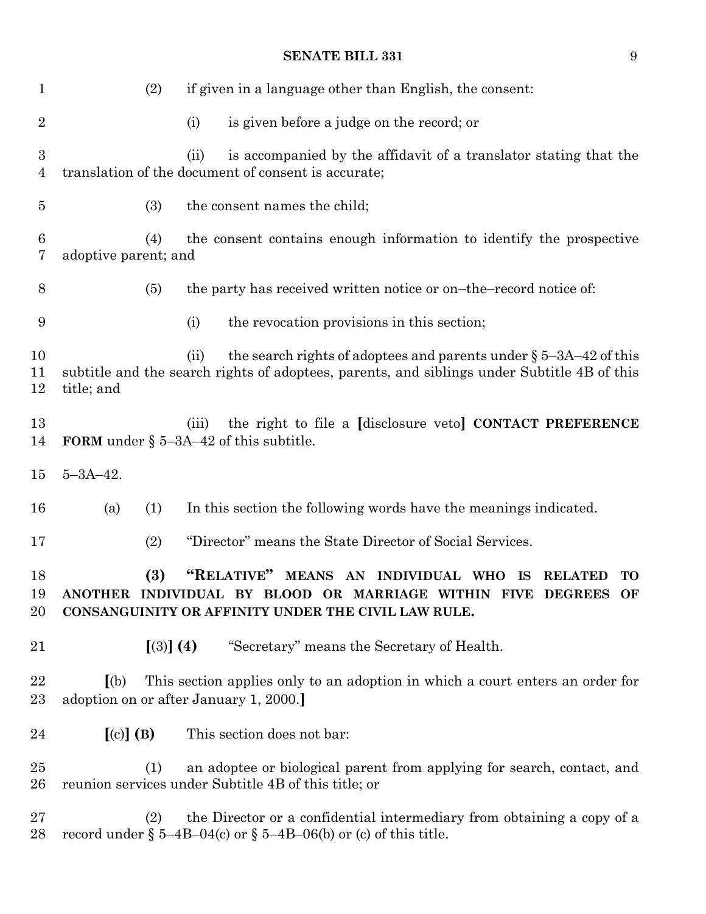(2) if given in a language other than English, the consent:

(i) is given before a judge on the record; or

(ii) is accompanied by the affidavit of a translator stating that the translation of the document of consent is accurate;

(3) the consent names the child;

(4) the consent contains enough information to identify the prospective adoptive parent; and

(5) the party has received written notice or on–the–record notice of:

(i) the revocation provisions in this section;

(ii) the search rights of adoptees and parents under § 5–3A–42 of this subtitle and the search rights of adoptees, parents, and siblings under Subtitle 4B of this title; and

(iii) the right to file a **[**disclosure veto**]** **CONTACT PREFERENCE FORM** under § 5–3A–42 of this subtitle.

5–3A–42.

(a) (1) In this section the following words have the meanings indicated.

(2) "Director" means the State Director of Social Services.

**(3) "RELATIVE" MEANS AN INDIVIDUAL WHO IS RELATED TO ANOTHER INDIVIDUAL BY BLOOD OR MARRIAGE WITHIN FIVE DEGREES OF CONSANGUINITY OR AFFINITY UNDER THE CIVIL LAW RULE.**

**[**(3)**]** **(4)** "Secretary" means the Secretary of Health.

**[**(b) This section applies only to an adoption in which a court enters an order for adoption on or after January 1, 2000.**]**

**[**(c)**]** **(B)** This section does not bar:

(1) an adoptee or biological parent from applying for search, contact, and reunion services under Subtitle 4B of this title; or

(2) the Director or a confidential intermediary from obtaining a copy of a record under § 5–4B–04(c) or § 5–4B–06(b) or (c) of this title.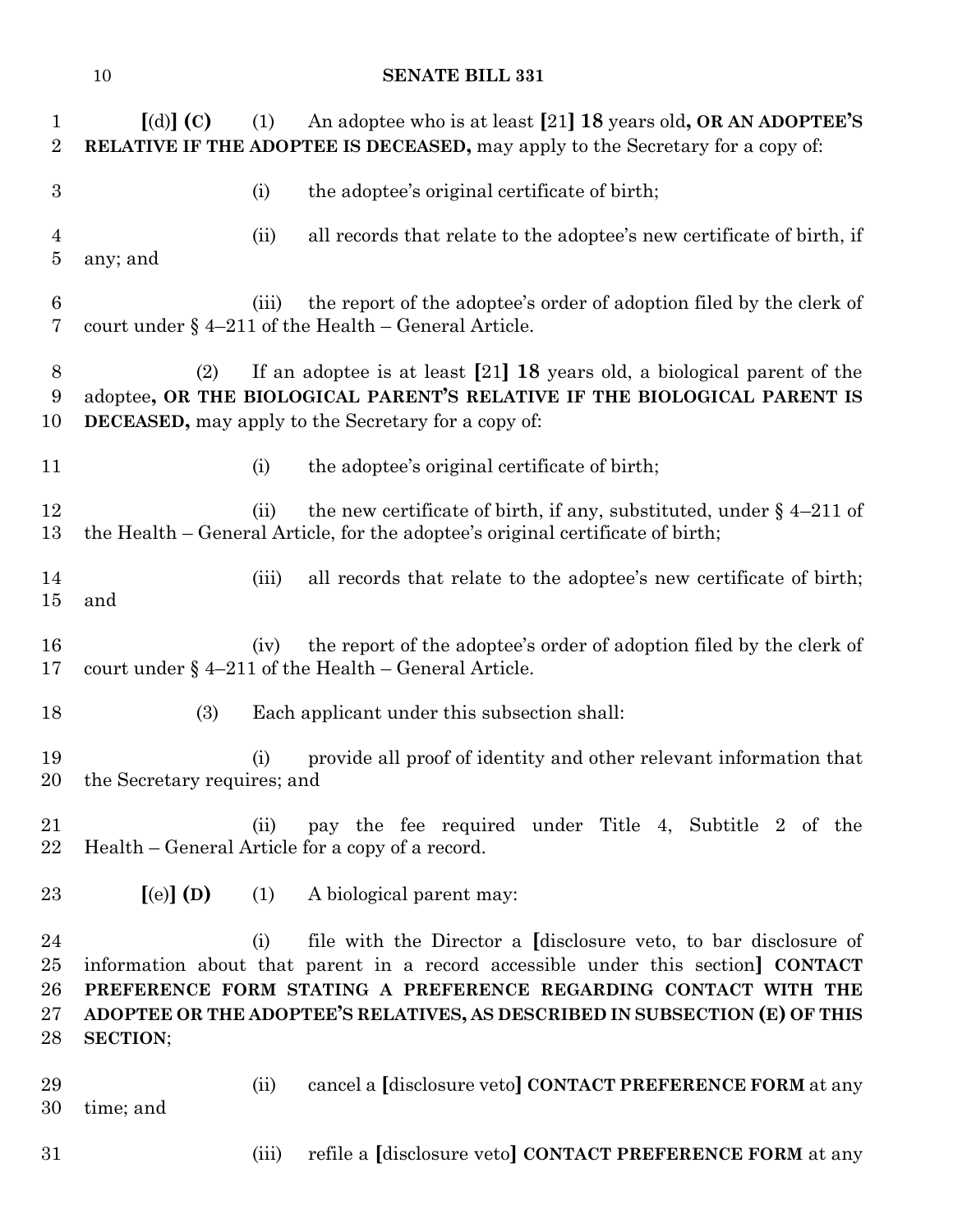[(d)] **(C)** (1) An adoptee who is at least [21] **18** years old**, OR AN ADOPTEE'S RELATIVE IF THE ADOPTEE IS DECEASED,** may apply to the Secretary for a copy of:

(i) the adoptee's original certificate of birth;

(ii) all records that relate to the adoptee's new certificate of birth, if any; and

(iii) the report of the adoptee's order of adoption filed by the clerk of court under § 4–211 of the Health – General Article.

(2) If an adoptee is at least [21] **18** years old, a biological parent of the adoptee**, OR THE BIOLOGICAL PARENT'S RELATIVE IF THE BIOLOGICAL PARENT IS DECEASED,** may apply to the Secretary for a copy of:

(i) the adoptee's original certificate of birth;

(ii) the new certificate of birth, if any, substituted, under § 4–211 of the Health – General Article, for the adoptee's original certificate of birth;

(iii) all records that relate to the adoptee's new certificate of birth; and

(iv) the report of the adoptee's order of adoption filed by the clerk of court under § 4–211 of the Health – General Article.

(3) Each applicant under this subsection shall:

(i) provide all proof of identity and other relevant information that the Secretary requires; and

(ii) pay the fee required under Title 4, Subtitle 2 of the Health – General Article for a copy of a record.

[(e)] **(D)** (1) A biological parent may:

(i) file with the Director a [disclosure veto, to bar disclosure of information about that parent in a record accessible under this section] **CONTACT PREFERENCE FORM STATING A PREFERENCE REGARDING CONTACT WITH THE ADOPTEE OR THE ADOPTEE'S RELATIVES, AS DESCRIBED IN SUBSECTION (E) OF THIS SECTION**;

(ii) cancel a [disclosure veto] **CONTACT PREFERENCE FORM** at any time; and

(iii) refile a [disclosure veto] **CONTACT PREFERENCE FORM** at any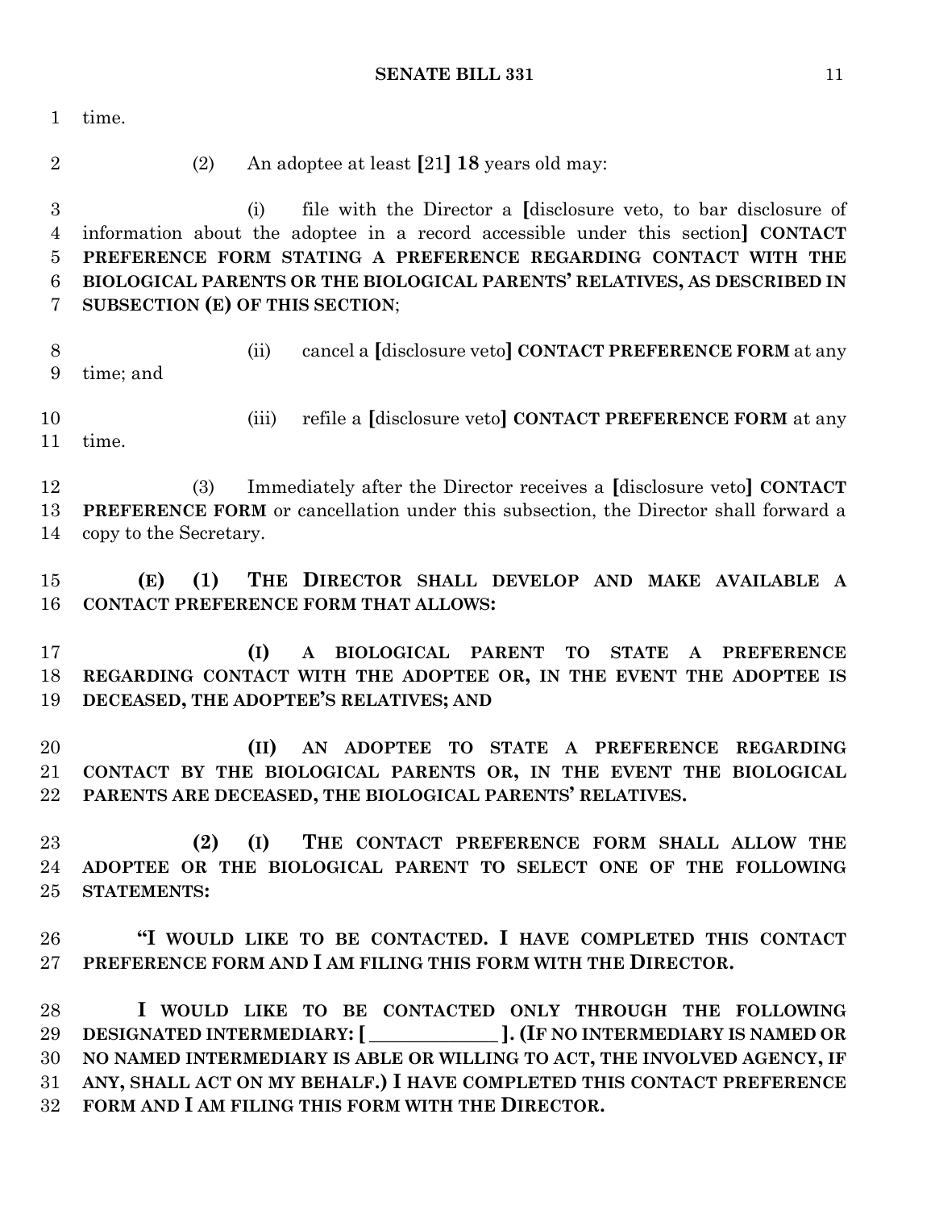time.

(2) An adoptee at least [21] **18** years old may:

(i) file with the Director a [disclosure veto, to bar disclosure of information about the adoptee in a record accessible under this section] **CONTACT PREFERENCE FORM STATING A PREFERENCE REGARDING CONTACT WITH THE BIOLOGICAL PARENTS OR THE BIOLOGICAL PARENTS' RELATIVES, AS DESCRIBED IN SUBSECTION (E) OF THIS SECTION**;

(ii) cancel a [disclosure veto] **CONTACT PREFERENCE FORM** at any time; and

(iii) refile a [disclosure veto] **CONTACT PREFERENCE FORM** at any time.

(3) Immediately after the Director receives a [disclosure veto] **CONTACT PREFERENCE FORM** or cancellation under this subsection, the Director shall forward a copy to the Secretary.

**(E) (1) THE DIRECTOR SHALL DEVELOP AND MAKE AVAILABLE A CONTACT PREFERENCE FORM THAT ALLOWS:**

**(I) A BIOLOGICAL PARENT TO STATE A PREFERENCE REGARDING CONTACT WITH THE ADOPTEE OR, IN THE EVENT THE ADOPTEE IS DECEASED, THE ADOPTEE'S RELATIVES; AND**

**(II) AN ADOPTEE TO STATE A PREFERENCE REGARDING CONTACT BY THE BIOLOGICAL PARENTS OR, IN THE EVENT THE BIOLOGICAL PARENTS ARE DECEASED, THE BIOLOGICAL PARENTS' RELATIVES.**

**(2) (I) THE CONTACT PREFERENCE FORM SHALL ALLOW THE ADOPTEE OR THE BIOLOGICAL PARENT TO SELECT ONE OF THE FOLLOWING STATEMENTS:**

**"I WOULD LIKE TO BE CONTACTED. I HAVE COMPLETED THIS CONTACT PREFERENCE FORM AND I AM FILING THIS FORM WITH THE DIRECTOR.**

**I WOULD LIKE TO BE CONTACTED ONLY THROUGH THE FOLLOWING DESIGNATED INTERMEDIARY: [ _____________ ]. (IF NO INTERMEDIARY IS NAMED OR NO NAMED INTERMEDIARY IS ABLE OR WILLING TO ACT, THE INVOLVED AGENCY, IF ANY, SHALL ACT ON MY BEHALF.) I HAVE COMPLETED THIS CONTACT PREFERENCE FORM AND I AM FILING THIS FORM WITH THE DIRECTOR.**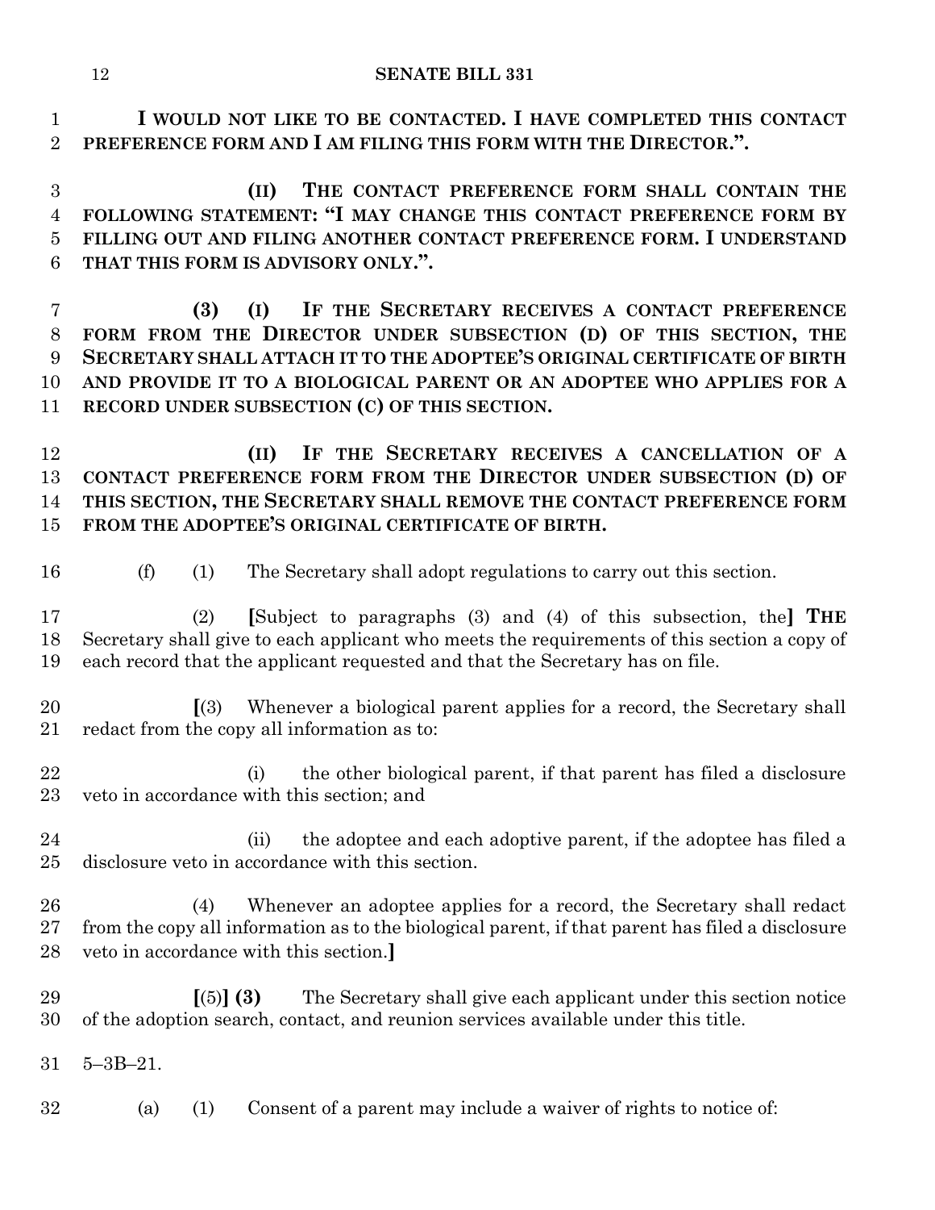**I WOULD NOT LIKE TO BE CONTACTED. I HAVE COMPLETED THIS CONTACT PREFERENCE FORM AND I AM FILING THIS FORM WITH THE DIRECTOR.".**

**(II) THE CONTACT PREFERENCE FORM SHALL CONTAIN THE FOLLOWING STATEMENT: "I MAY CHANGE THIS CONTACT PREFERENCE FORM BY FILLING OUT AND FILING ANOTHER CONTACT PREFERENCE FORM. I UNDERSTAND THAT THIS FORM IS ADVISORY ONLY.".**

**(3) (I) IF THE SECRETARY RECEIVES A CONTACT PREFERENCE FORM FROM THE DIRECTOR UNDER SUBSECTION (D) OF THIS SECTION, THE SECRETARY SHALL ATTACH IT TO THE ADOPTEE'S ORIGINAL CERTIFICATE OF BIRTH AND PROVIDE IT TO A BIOLOGICAL PARENT OR AN ADOPTEE WHO APPLIES FOR A RECORD UNDER SUBSECTION (C) OF THIS SECTION.**

**(II) IF THE SECRETARY RECEIVES A CANCELLATION OF A CONTACT PREFERENCE FORM FROM THE DIRECTOR UNDER SUBSECTION (D) OF THIS SECTION, THE SECRETARY SHALL REMOVE THE CONTACT PREFERENCE FORM FROM THE ADOPTEE'S ORIGINAL CERTIFICATE OF BIRTH.**

(f) (1) The Secretary shall adopt regulations to carry out this section.

(2) **[**Subject to paragraphs (3) and (4) of this subsection, the**] THE** Secretary shall give to each applicant who meets the requirements of this section a copy of each record that the applicant requested and that the Secretary has on file.

**[**(3) Whenever a biological parent applies for a record, the Secretary shall redact from the copy all information as to:

(i) the other biological parent, if that parent has filed a disclosure veto in accordance with this section; and

(ii) the adoptee and each adoptive parent, if the adoptee has filed a disclosure veto in accordance with this section.

(4) Whenever an adoptee applies for a record, the Secretary shall redact from the copy all information as to the biological parent, if that parent has filed a disclosure veto in accordance with this section.**]**

**[**(5)**] (3)** The Secretary shall give each applicant under this section notice of the adoption search, contact, and reunion services available under this title.

5–3B–21.

(a) (1) Consent of a parent may include a waiver of rights to notice of: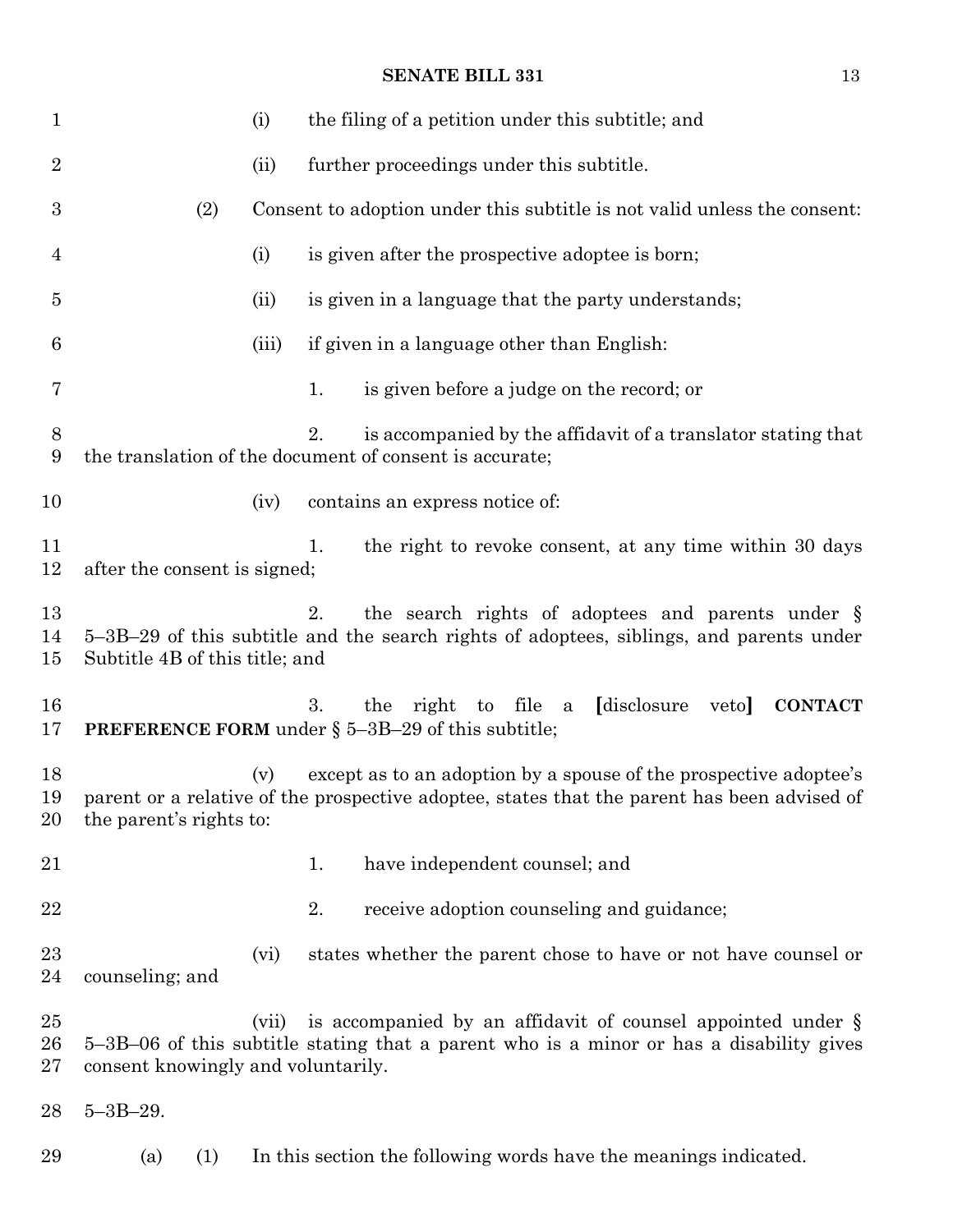(i) the filing of a petition under this subtitle; and

(ii) further proceedings under this subtitle.

(2) Consent to adoption under this subtitle is not valid unless the consent:

(i) is given after the prospective adoptee is born;

(ii) is given in a language that the party understands;

(iii) if given in a language other than English:

1. is given before a judge on the record; or

2. is accompanied by the affidavit of a translator stating that the translation of the document of consent is accurate;

(iv) contains an express notice of:

1. the right to revoke consent, at any time within 30 days after the consent is signed;

2. the search rights of adoptees and parents under § 5–3B–29 of this subtitle and the search rights of adoptees, siblings, and parents under Subtitle 4B of this title; and

3. the right to file a [disclosure veto] **CONTACT PREFERENCE FORM** under § 5–3B–29 of this subtitle;

(v) except as to an adoption by a spouse of the prospective adoptee's parent or a relative of the prospective adoptee, states that the parent has been advised of the parent's rights to:

1. have independent counsel; and

2. receive adoption counseling and guidance;

(vi) states whether the parent chose to have or not have counsel or counseling; and

(vii) is accompanied by an affidavit of counsel appointed under § 5–3B–06 of this subtitle stating that a parent who is a minor or has a disability gives consent knowingly and voluntarily.

5–3B–29.

(a) (1) In this section the following words have the meanings indicated.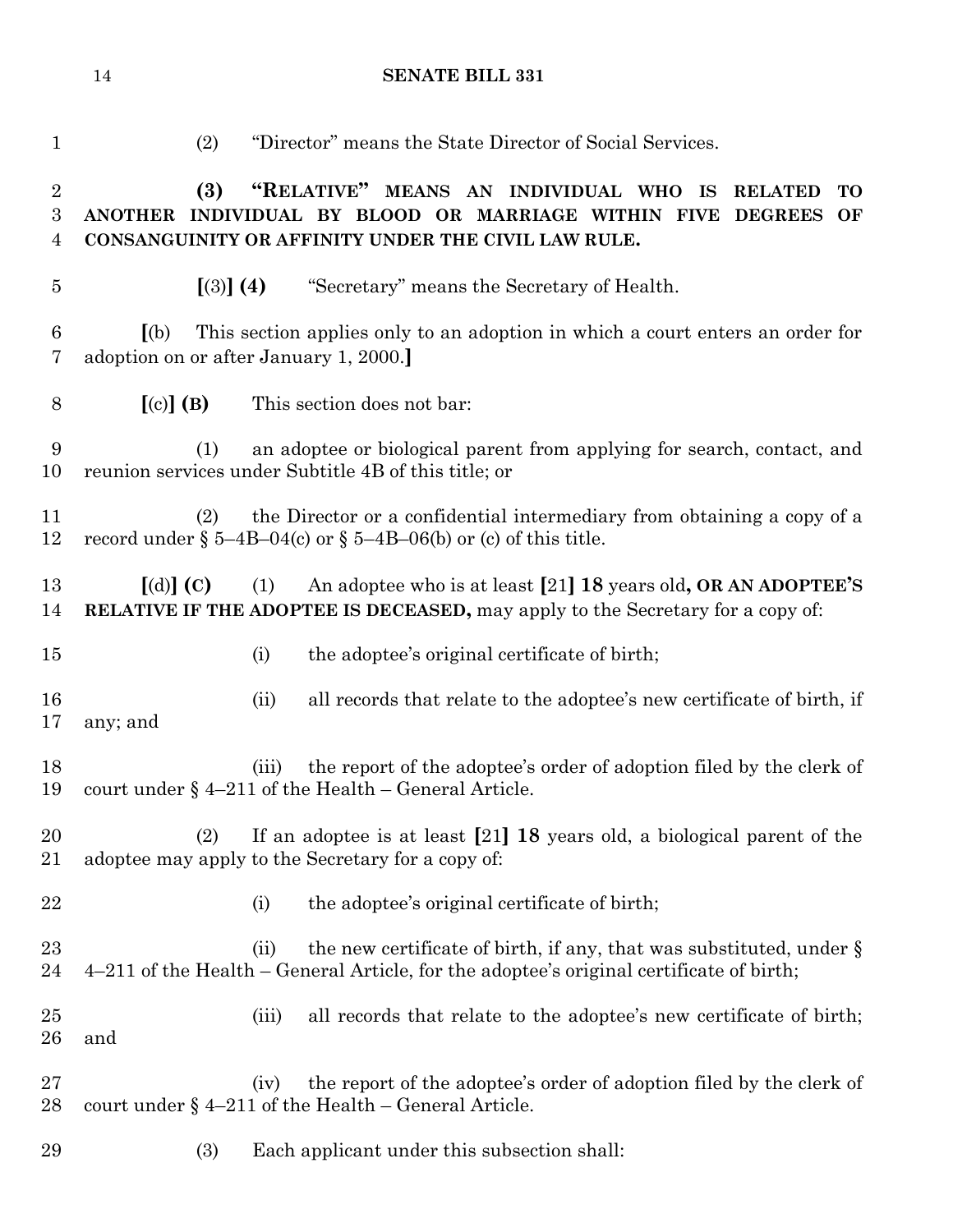(2) "Director" means the State Director of Social Services.

**(3) "RELATIVE" MEANS AN INDIVIDUAL WHO IS RELATED TO ANOTHER INDIVIDUAL BY BLOOD OR MARRIAGE WITHIN FIVE DEGREES OF CONSANGUINITY OR AFFINITY UNDER THE CIVIL LAW RULE.**

**[**(3)**] (4)** "Secretary" means the Secretary of Health.

**[**(b) This section applies only to an adoption in which a court enters an order for adoption on or after January 1, 2000.**]**

**[**(c)**] (B)** This section does not bar:

(1) an adoptee or biological parent from applying for search, contact, and reunion services under Subtitle 4B of this title; or

(2) the Director or a confidential intermediary from obtaining a copy of a record under § 5–4B–04(c) or § 5–4B–06(b) or (c) of this title.

**[**(d)**] (C)** (1) An adoptee who is at least **[**21**] 18** years old**, OR AN ADOPTEE'S RELATIVE IF THE ADOPTEE IS DECEASED,** may apply to the Secretary for a copy of:

(i) the adoptee's original certificate of birth;

(ii) all records that relate to the adoptee's new certificate of birth, if any; and

(iii) the report of the adoptee's order of adoption filed by the clerk of court under § 4–211 of the Health – General Article.

(2) If an adoptee is at least **[**21**] 18** years old, a biological parent of the adoptee may apply to the Secretary for a copy of:

(i) the adoptee's original certificate of birth;

(ii) the new certificate of birth, if any, that was substituted, under § 4–211 of the Health – General Article, for the adoptee's original certificate of birth;

(iii) all records that relate to the adoptee's new certificate of birth; and

(iv) the report of the adoptee's order of adoption filed by the clerk of court under § 4–211 of the Health – General Article.

(3) Each applicant under this subsection shall: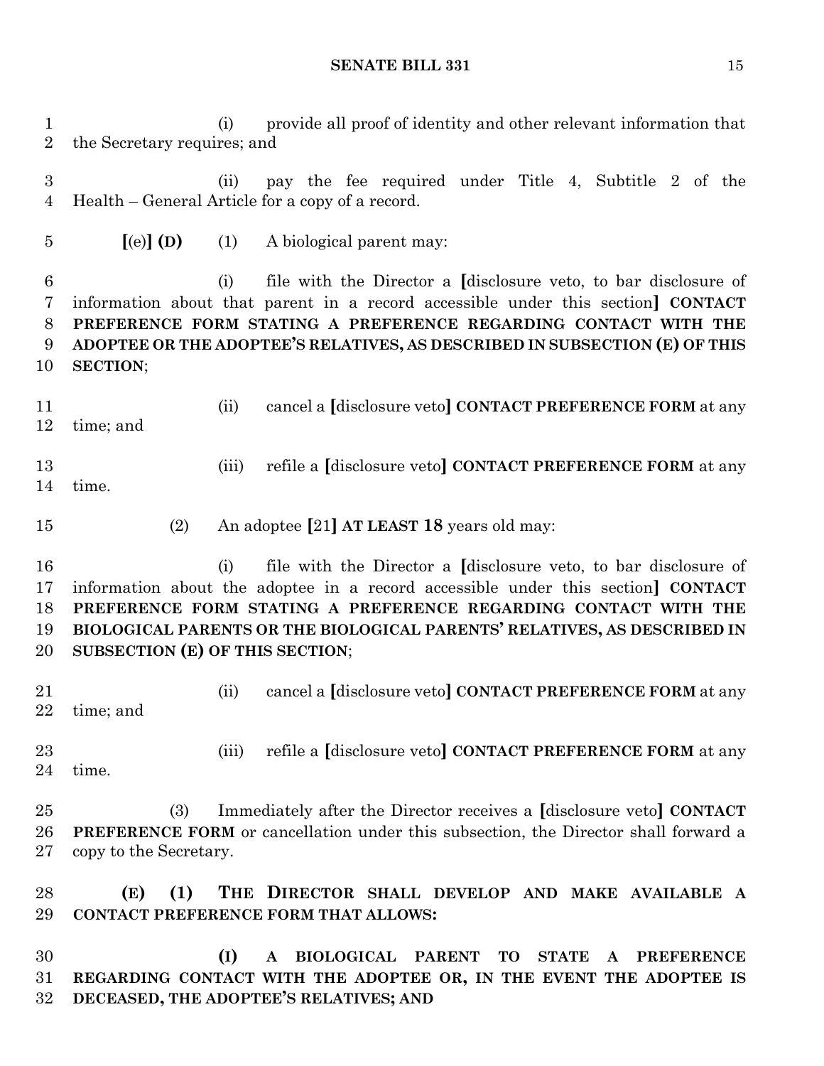(i) provide all proof of identity and other relevant information that the Secretary requires; and

(ii) pay the fee required under Title 4, Subtitle 2 of the Health – General Article for a copy of a record.

[(e)] **(D)** (1) A biological parent may:

(i) file with the Director a [disclosure veto, to bar disclosure of information about that parent in a record accessible under this section] **CONTACT PREFERENCE FORM STATING A PREFERENCE REGARDING CONTACT WITH THE ADOPTEE OR THE ADOPTEE'S RELATIVES, AS DESCRIBED IN SUBSECTION (E) OF THIS SECTION**;

(ii) cancel a [disclosure veto] **CONTACT PREFERENCE FORM** at any time; and

(iii) refile a [disclosure veto] **CONTACT PREFERENCE FORM** at any time.

(2) An adoptee [21] **AT LEAST 18** years old may:

(i) file with the Director a [disclosure veto, to bar disclosure of information about the adoptee in a record accessible under this section] **CONTACT PREFERENCE FORM STATING A PREFERENCE REGARDING CONTACT WITH THE BIOLOGICAL PARENTS OR THE BIOLOGICAL PARENTS' RELATIVES, AS DESCRIBED IN SUBSECTION (E) OF THIS SECTION**;

(ii) cancel a [disclosure veto] **CONTACT PREFERENCE FORM** at any time; and

(iii) refile a [disclosure veto] **CONTACT PREFERENCE FORM** at any time.

(3) Immediately after the Director receives a [disclosure veto] **CONTACT PREFERENCE FORM** or cancellation under this subsection, the Director shall forward a copy to the Secretary.

**(E) (1) THE DIRECTOR SHALL DEVELOP AND MAKE AVAILABLE A CONTACT PREFERENCE FORM THAT ALLOWS:**

**(I) A BIOLOGICAL PARENT TO STATE A PREFERENCE REGARDING CONTACT WITH THE ADOPTEE OR, IN THE EVENT THE ADOPTEE IS DECEASED, THE ADOPTEE'S RELATIVES; AND**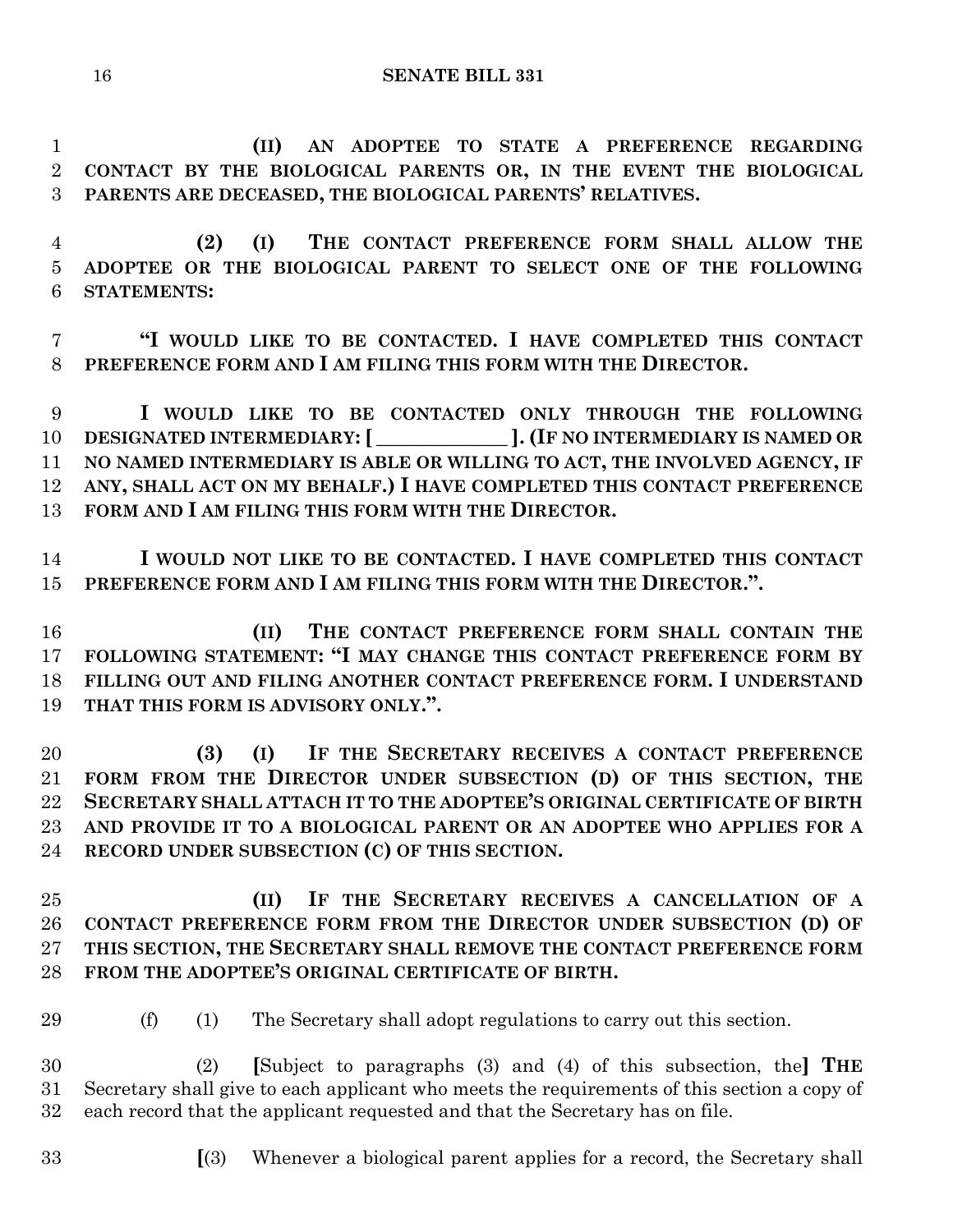**(II) AN ADOPTEE TO STATE A PREFERENCE REGARDING CONTACT BY THE BIOLOGICAL PARENTS OR, IN THE EVENT THE BIOLOGICAL PARENTS ARE DECEASED, THE BIOLOGICAL PARENTS' RELATIVES.**

**(2) (I) THE CONTACT PREFERENCE FORM SHALL ALLOW THE ADOPTEE OR THE BIOLOGICAL PARENT TO SELECT ONE OF THE FOLLOWING STATEMENTS:**

**"I WOULD LIKE TO BE CONTACTED. I HAVE COMPLETED THIS CONTACT PREFERENCE FORM AND I AM FILING THIS FORM WITH THE DIRECTOR.**

**I WOULD LIKE TO BE CONTACTED ONLY THROUGH THE FOLLOWING DESIGNATED INTERMEDIARY: [ _____________ ]. (IF NO INTERMEDIARY IS NAMED OR NO NAMED INTERMEDIARY IS ABLE OR WILLING TO ACT, THE INVOLVED AGENCY, IF ANY, SHALL ACT ON MY BEHALF.) I HAVE COMPLETED THIS CONTACT PREFERENCE FORM AND I AM FILING THIS FORM WITH THE DIRECTOR.**

**I WOULD NOT LIKE TO BE CONTACTED. I HAVE COMPLETED THIS CONTACT PREFERENCE FORM AND I AM FILING THIS FORM WITH THE DIRECTOR.".**

**(II) THE CONTACT PREFERENCE FORM SHALL CONTAIN THE FOLLOWING STATEMENT: "I MAY CHANGE THIS CONTACT PREFERENCE FORM BY FILLING OUT AND FILING ANOTHER CONTACT PREFERENCE FORM. I UNDERSTAND THAT THIS FORM IS ADVISORY ONLY.".**

**(3) (I) IF THE SECRETARY RECEIVES A CONTACT PREFERENCE FORM FROM THE DIRECTOR UNDER SUBSECTION (D) OF THIS SECTION, THE SECRETARY SHALL ATTACH IT TO THE ADOPTEE'S ORIGINAL CERTIFICATE OF BIRTH AND PROVIDE IT TO A BIOLOGICAL PARENT OR AN ADOPTEE WHO APPLIES FOR A RECORD UNDER SUBSECTION (C) OF THIS SECTION.**

**(II) IF THE SECRETARY RECEIVES A CANCELLATION OF A CONTACT PREFERENCE FORM FROM THE DIRECTOR UNDER SUBSECTION (D) OF THIS SECTION, THE SECRETARY SHALL REMOVE THE CONTACT PREFERENCE FORM FROM THE ADOPTEE'S ORIGINAL CERTIFICATE OF BIRTH.**

(f) (1) The Secretary shall adopt regulations to carry out this section.

(2) **[**Subject to paragraphs (3) and (4) of this subsection, the**] THE** Secretary shall give to each applicant who meets the requirements of this section a copy of each record that the applicant requested and that the Secretary has on file.

**[**(3) Whenever a biological parent applies for a record, the Secretary shall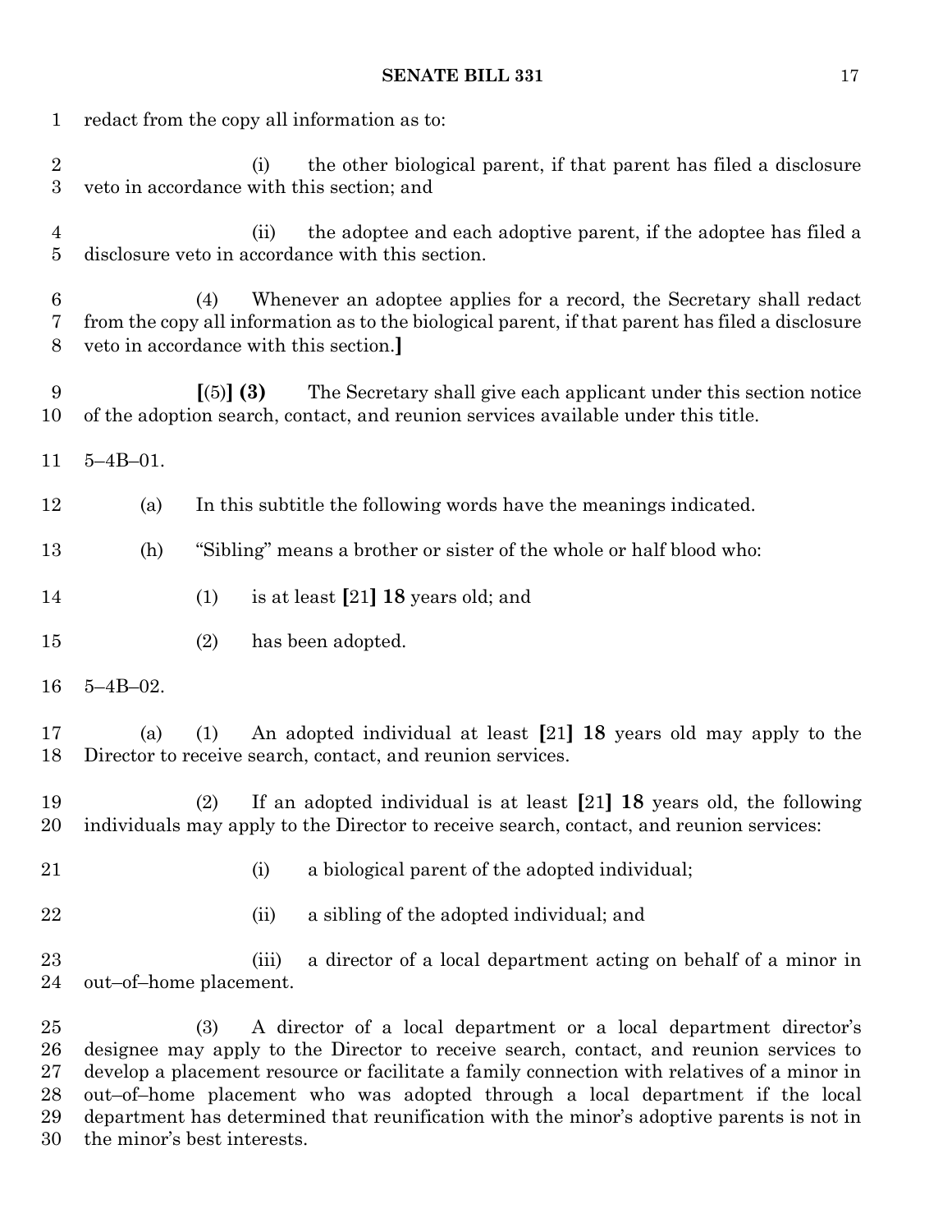redact from the copy all information as to:

(i) the other biological parent, if that parent has filed a disclosure veto in accordance with this section; and

(ii) the adoptee and each adoptive parent, if the adoptee has filed a disclosure veto in accordance with this section.

(4) Whenever an adoptee applies for a record, the Secretary shall redact from the copy all information as to the biological parent, if that parent has filed a disclosure veto in accordance with this section.**]**

**[**(5)**] (3)** The Secretary shall give each applicant under this section notice of the adoption search, contact, and reunion services available under this title.

5–4B–01.

(a) In this subtitle the following words have the meanings indicated.

(h) "Sibling" means a brother or sister of the whole or half blood who:

(1) is at least **[**21**] 18** years old; and

(2) has been adopted.

5–4B–02.

(a) (1) An adopted individual at least **[**21**] 18** years old may apply to the Director to receive search, contact, and reunion services.

(2) If an adopted individual is at least **[**21**] 18** years old, the following individuals may apply to the Director to receive search, contact, and reunion services:

(i) a biological parent of the adopted individual;

(ii) a sibling of the adopted individual; and

(iii) a director of a local department acting on behalf of a minor in out–of–home placement.

(3) A director of a local department or a local department director's designee may apply to the Director to receive search, contact, and reunion services to develop a placement resource or facilitate a family connection with relatives of a minor in out–of–home placement who was adopted through a local department if the local department has determined that reunification with the minor's adoptive parents is not in the minor's best interests.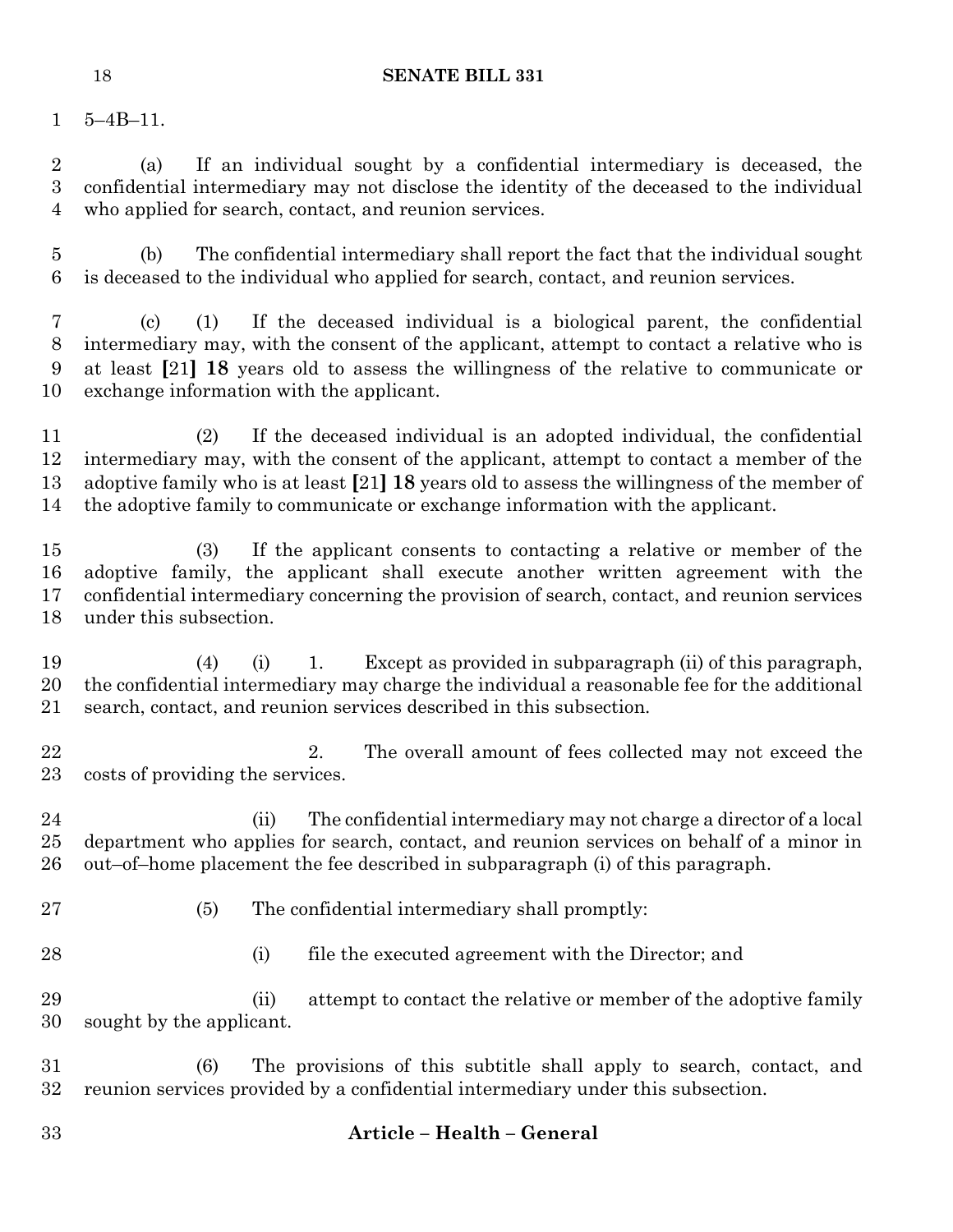5–4B–11.

(a) If an individual sought by a confidential intermediary is deceased, the confidential intermediary may not disclose the identity of the deceased to the individual who applied for search, contact, and reunion services.

(b) The confidential intermediary shall report the fact that the individual sought is deceased to the individual who applied for search, contact, and reunion services.

(c) (1) If the deceased individual is a biological parent, the confidential intermediary may, with the consent of the applicant, attempt to contact a relative who is at least **[**21**] 18** years old to assess the willingness of the relative to communicate or exchange information with the applicant.

(2) If the deceased individual is an adopted individual, the confidential intermediary may, with the consent of the applicant, attempt to contact a member of the adoptive family who is at least **[**21**] 18** years old to assess the willingness of the member of the adoptive family to communicate or exchange information with the applicant.

(3) If the applicant consents to contacting a relative or member of the adoptive family, the applicant shall execute another written agreement with the confidential intermediary concerning the provision of search, contact, and reunion services under this subsection.

(4) (i) 1. Except as provided in subparagraph (ii) of this paragraph, the confidential intermediary may charge the individual a reasonable fee for the additional search, contact, and reunion services described in this subsection.

2. The overall amount of fees collected may not exceed the costs of providing the services.

(ii) The confidential intermediary may not charge a director of a local department who applies for search, contact, and reunion services on behalf of a minor in out–of–home placement the fee described in subparagraph (i) of this paragraph.

(5) The confidential intermediary shall promptly:

(i) file the executed agreement with the Director; and

(ii) attempt to contact the relative or member of the adoptive family sought by the applicant.

(6) The provisions of this subtitle shall apply to search, contact, and reunion services provided by a confidential intermediary under this subsection.

**Article – Health – General**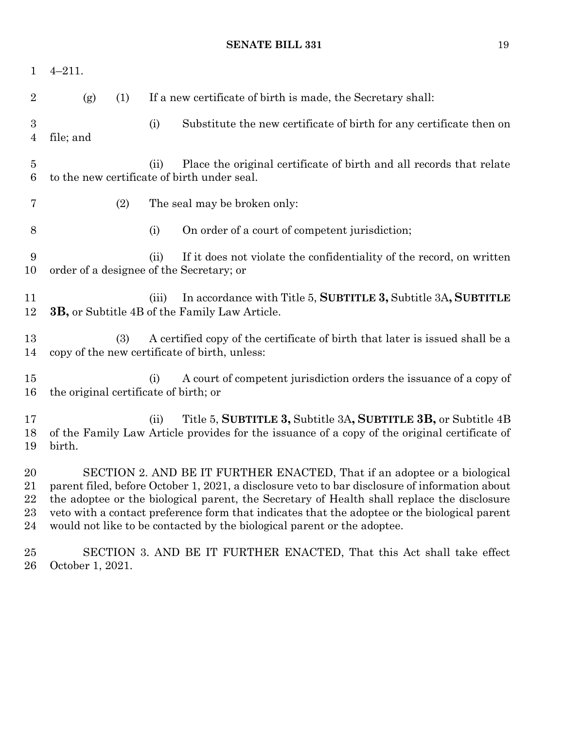4–211.

(g) (1) If a new certificate of birth is made, the Secretary shall:

(i) Substitute the new certificate of birth for any certificate then on file; and

(ii) Place the original certificate of birth and all records that relate to the new certificate of birth under seal.

(2) The seal may be broken only:

(i) On order of a court of competent jurisdiction;

(ii) If it does not violate the confidentiality of the record, on written order of a designee of the Secretary; or

(iii) In accordance with Title 5, **SUBTITLE 3,** Subtitle 3A**, SUBTITLE 3B,** or Subtitle 4B of the Family Law Article.

(3) A certified copy of the certificate of birth that later is issued shall be a copy of the new certificate of birth, unless:

(i) A court of competent jurisdiction orders the issuance of a copy of the original certificate of birth; or

(ii) Title 5, **SUBTITLE 3,** Subtitle 3A**, SUBTITLE 3B,** or Subtitle 4B of the Family Law Article provides for the issuance of a copy of the original certificate of birth.

SECTION 2. AND BE IT FURTHER ENACTED, That if an adoptee or a biological parent filed, before October 1, 2021, a disclosure veto to bar disclosure of information about the adoptee or the biological parent, the Secretary of Health shall replace the disclosure veto with a contact preference form that indicates that the adoptee or the biological parent would not like to be contacted by the biological parent or the adoptee.

SECTION 3. AND BE IT FURTHER ENACTED, That this Act shall take effect October 1, 2021.